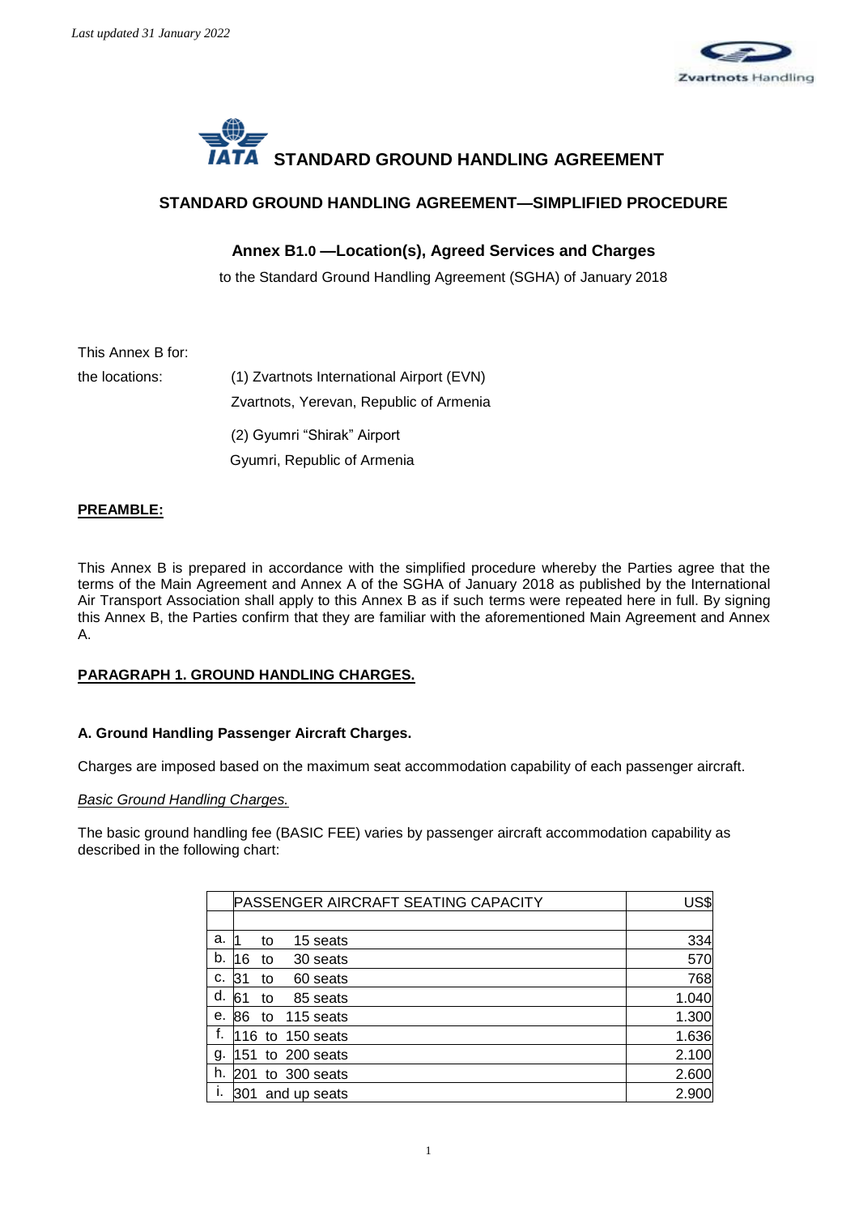*Last updated 31 January 2022*

# STANDARD GROUND HANDLING AGREEMENT

## STANDARD GROUND HANDLING AGREEMENT—SIMPLIFIED PROCEDURE

### Annex B1.0 —Location(s), Agreed Services and Charges

to the Standard Ground Handling Agreement (SGHA) of January 2018

This Annex B for:

the locations: (1) Zvartnots International Airport (EVN)
Zvartnots, Yerevan, Republic of Armenia

(2) Gyumri "Shirak" Airport
Gyumri, Republic of Armenia

**PREAMBLE:**

This Annex B is prepared in accordance with the simplified procedure whereby the Parties agree that the terms of the Main Agreement and Annex A of the SGHA of January 2018 as published by the International Air Transport Association shall apply to this Annex B as if such terms were repeated here in full. By signing this Annex B, the Parties confirm that they are familiar with the aforementioned Main Agreement and Annex A.

**PARAGRAPH 1. GROUND HANDLING CHARGES.**

**A. Ground Handling Passenger Aircraft Charges.**

Charges are imposed based on the maximum seat accommodation capability of each passenger aircraft.

*Basic Ground Handling Charges.*

The basic ground handling fee (BASIC FEE) varies by passenger aircraft accommodation capability as described in the following chart:

| | PASSENGER AIRCRAFT SEATING CAPACITY | US$ |
|---|---|---|
| | | |
| a. | 1 to 15 seats | 334 |
| b. | 16 to 30 seats | 570 |
| c. | 31 to 60 seats | 768 |
| d. | 61 to 85 seats | 1.040 |
| e. | 86 to 115 seats | 1.300 |
| f. | 116 to 150 seats | 1.636 |
| g. | 151 to 200 seats | 2.100 |
| h. | 201 to 300 seats | 2.600 |
| i. | 301 and up seats | 2.900 |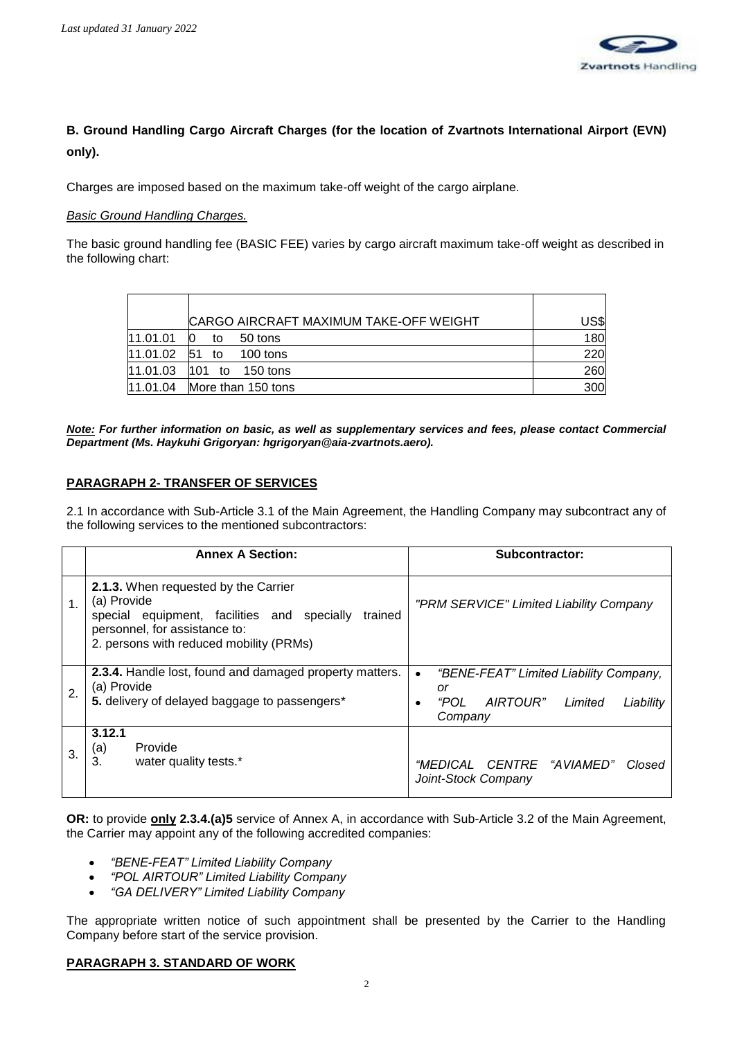**B. Ground Handling Cargo Aircraft Charges (for the location of Zvartnots International Airport (EVN) only).**

Charges are imposed based on the maximum take-off weight of the cargo airplane.

*Basic Ground Handling Charges.*

The basic ground handling fee (BASIC FEE) varies by cargo aircraft maximum take-off weight as described in the following chart:

| | CARGO AIRCRAFT MAXIMUM TAKE-OFF WEIGHT | US$ |
|---|---|---|
| 11.01.01 | 0 to 50 tons | 180 |
| 11.01.02 | 51 to 100 tons | 220 |
| 11.01.03 | 101 to 150 tons | 260 |
| 11.01.04 | More than 150 tons | 300 |

***Note:*** ***For further information on basic, as well as supplementary services and fees, please contact Commercial Department (Ms. Haykuhi Grigoryan: hgrigoryan@aia-zvartnots.aero).***

**PARAGRAPH 2- TRANSFER OF SERVICES**

2.1 In accordance with Sub-Article 3.1 of the Main Agreement, the Handling Company may subcontract any of the following services to the mentioned subcontractors:

| | Annex A Section: | Subcontractor: |
|---|---|---|
| 1. | **2.1.3.** When requested by the Carrier<br>(a) Provide<br>special equipment, facilities and specially trained personnel, for assistance to:<br>2. persons with reduced mobility (PRMs) | *"PRM SERVICE" Limited Liability Company* |
| 2. | **2.3.4.** Handle lost, found and damaged property matters.<br>(a) Provide<br>**5.** delivery of delayed baggage to passengers* | • *"BENE-FEAT" Limited Liability Company, or*<br>• *"POL AIRTOUR" Limited Liability Company* |
| 3. | **3.12.1**<br>(a) Provide<br>3. water quality tests.* | *"MEDICAL CENTRE "AVIAMED" Closed Joint-Stock Company* |

**OR:** to provide **only** **2.3.4.(a)5** service of Annex A, in accordance with Sub-Article 3.2 of the Main Agreement, the Carrier may appoint any of the following accredited companies:

- *"BENE-FEAT" Limited Liability Company*
- *"POL AIRTOUR" Limited Liability Company*
- *"GA DELIVERY" Limited Liability Company*

The appropriate written notice of such appointment shall be presented by the Carrier to the Handling Company before start of the service provision.

**PARAGRAPH 3. STANDARD OF WORK**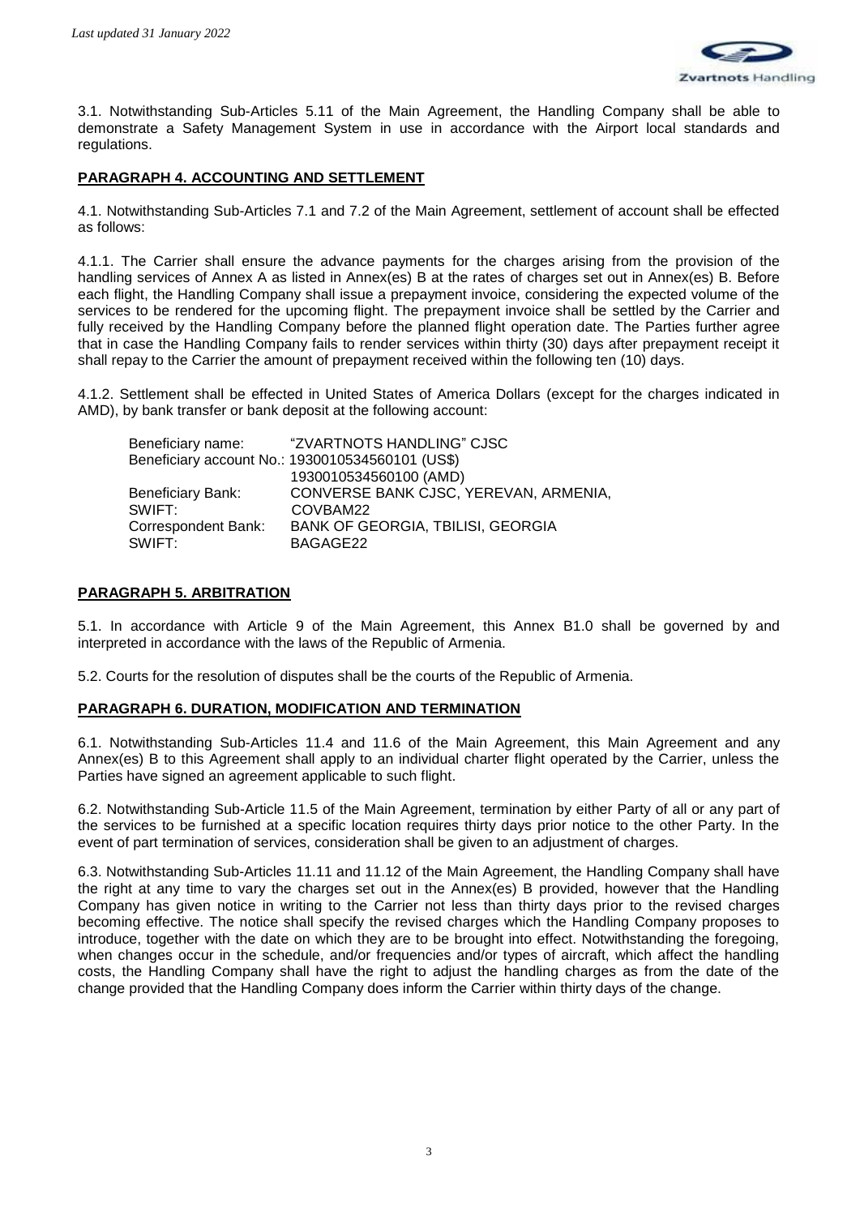3.1. Notwithstanding Sub-Articles 5.11 of the Main Agreement, the Handling Company shall be able to demonstrate a Safety Management System in use in accordance with the Airport local standards and regulations.

**PARAGRAPH 4. ACCOUNTING AND SETTLEMENT**

4.1. Notwithstanding Sub-Articles 7.1 and 7.2 of the Main Agreement, settlement of account shall be effected as follows:

4.1.1. The Carrier shall ensure the advance payments for the charges arising from the provision of the handling services of Annex A as listed in Annex(es) B at the rates of charges set out in Annex(es) B. Before each flight, the Handling Company shall issue a prepayment invoice, considering the expected volume of the services to be rendered for the upcoming flight. The prepayment invoice shall be settled by the Carrier and fully received by the Handling Company before the planned flight operation date. The Parties further agree that in case the Handling Company fails to render services within thirty (30) days after prepayment receipt it shall repay to the Carrier the amount of prepayment received within the following ten (10) days.

4.1.2. Settlement shall be effected in United States of America Dollars (except for the charges indicated in AMD), by bank transfer or bank deposit at the following account:

| | |
|---|---|
| Beneficiary name: | "ZVARTNOTS HANDLING" CJSC |
| Beneficiary account No.: | 1930010534560101 (US$) |
| | 1930010534560100 (AMD) |
| Beneficiary Bank: | CONVERSE BANK CJSC, YEREVAN, ARMENIA, |
| SWIFT: | COVBAM22 |
| Correspondent Bank: | BANK OF GEORGIA, TBILISI, GEORGIA |
| SWIFT: | BAGAGE22 |

**PARAGRAPH 5. ARBITRATION**

5.1. In accordance with Article 9 of the Main Agreement, this Annex B1.0 shall be governed by and interpreted in accordance with the laws of the Republic of Armenia.

5.2. Courts for the resolution of disputes shall be the courts of the Republic of Armenia.

**PARAGRAPH 6. DURATION, MODIFICATION AND TERMINATION**

6.1. Notwithstanding Sub-Articles 11.4 and 11.6 of the Main Agreement, this Main Agreement and any Annex(es) B to this Agreement shall apply to an individual charter flight operated by the Carrier, unless the Parties have signed an agreement applicable to such flight.

6.2. Notwithstanding Sub-Article 11.5 of the Main Agreement, termination by either Party of all or any part of the services to be furnished at a specific location requires thirty days prior notice to the other Party. In the event of part termination of services, consideration shall be given to an adjustment of charges.

6.3. Notwithstanding Sub-Articles 11.11 and 11.12 of the Main Agreement, the Handling Company shall have the right at any time to vary the charges set out in the Annex(es) B provided, however that the Handling Company has given notice in writing to the Carrier not less than thirty days prior to the revised charges becoming effective. The notice shall specify the revised charges which the Handling Company proposes to introduce, together with the date on which they are to be brought into effect. Notwithstanding the foregoing, when changes occur in the schedule, and/or frequencies and/or types of aircraft, which affect the handling costs, the Handling Company shall have the right to adjust the handling charges as from the date of the change provided that the Handling Company does inform the Carrier within thirty days of the change.